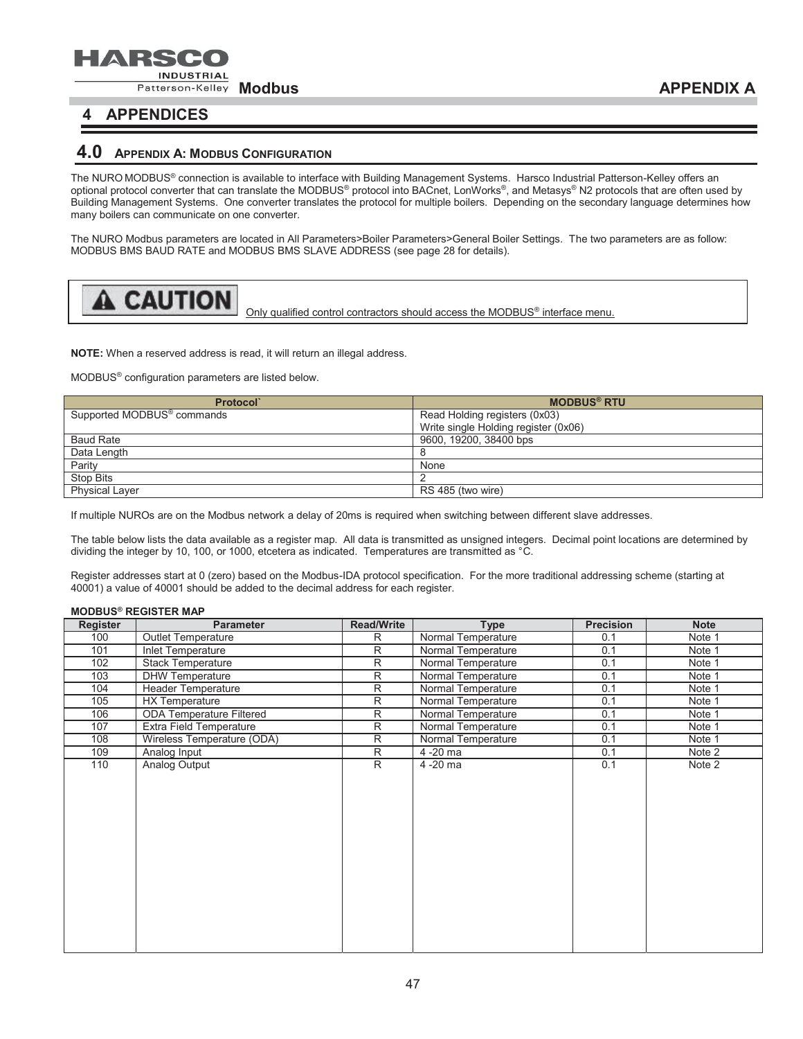# 4 APPENDICES

## 4.0 APPENDIX A: MODBUS CONFIGURATION

The NURO MODBUS® connection is available to interface with Building Management Systems. Harsco Industrial Patterson-Kelley offers an optional protocol converter that can translate the MODBUS® protocol into BACnet, LonWorks®, and Metasys® N2 protocols that are often used by Building Management Systems. One converter translates the protocol for multiple boilers. Depending on the secondary language determines how many boilers can communicate on one converter.

The NURO Modbus parameters are located in All Parameters>Boiler Parameters>General Boiler Settings. The two parameters are as follow: MODBUS BMS BAUD RATE and MODBUS BMS SLAVE ADDRESS (see page 28 for details).

**⚠ CAUTION** Only qualified control contractors should access the MODBUS® interface menu.

**NOTE:** When a reserved address is read, it will return an illegal address.

MODBUS® configuration parameters are listed below.

| Protocol` | MODBUS® RTU |
|---|---|
| Supported MODBUS® commands | Read Holding registers (0x03)<br>Write single Holding register (0x06) |
| Baud Rate | 9600, 19200, 38400 bps |
| Data Length | 8 |
| Parity | None |
| Stop Bits | 2 |
| Physical Layer | RS 485 (two wire) |

If multiple NUROs are on the Modbus network a delay of 20ms is required when switching between different slave addresses.

The table below lists the data available as a register map. All data is transmitted as unsigned integers. Decimal point locations are determined by dividing the integer by 10, 100, or 1000, etcetera as indicated. Temperatures are transmitted as °C.

Register addresses start at 0 (zero) based on the Modbus-IDA protocol specification. For the more traditional addressing scheme (starting at 40001) a value of 40001 should be added to the decimal address for each register.

**MODBUS® REGISTER MAP**

| Register | Parameter | Read/Write | Type | Precision | Note |
|---|---|---|---|---|---|
| 100 | Outlet Temperature | R | Normal Temperature | 0.1 | Note 1 |
| 101 | Inlet Temperature | R | Normal Temperature | 0.1 | Note 1 |
| 102 | Stack Temperature | R | Normal Temperature | 0.1 | Note 1 |
| 103 | DHW Temperature | R | Normal Temperature | 0.1 | Note 1 |
| 104 | Header Temperature | R | Normal Temperature | 0.1 | Note 1 |
| 105 | HX Temperature | R | Normal Temperature | 0.1 | Note 1 |
| 106 | ODA Temperature Filtered | R | Normal Temperature | 0.1 | Note 1 |
| 107 | Extra Field Temperature | R | Normal Temperature | 0.1 | Note 1 |
| 108 | Wireless Temperature (ODA) | R | Normal Temperature | 0.1 | Note 1 |
| 109 | Analog Input | R | 4 -20 ma | 0.1 | Note 2 |
| 110 | Analog Output | R | 4 -20 ma | 0.1 | Note 2 |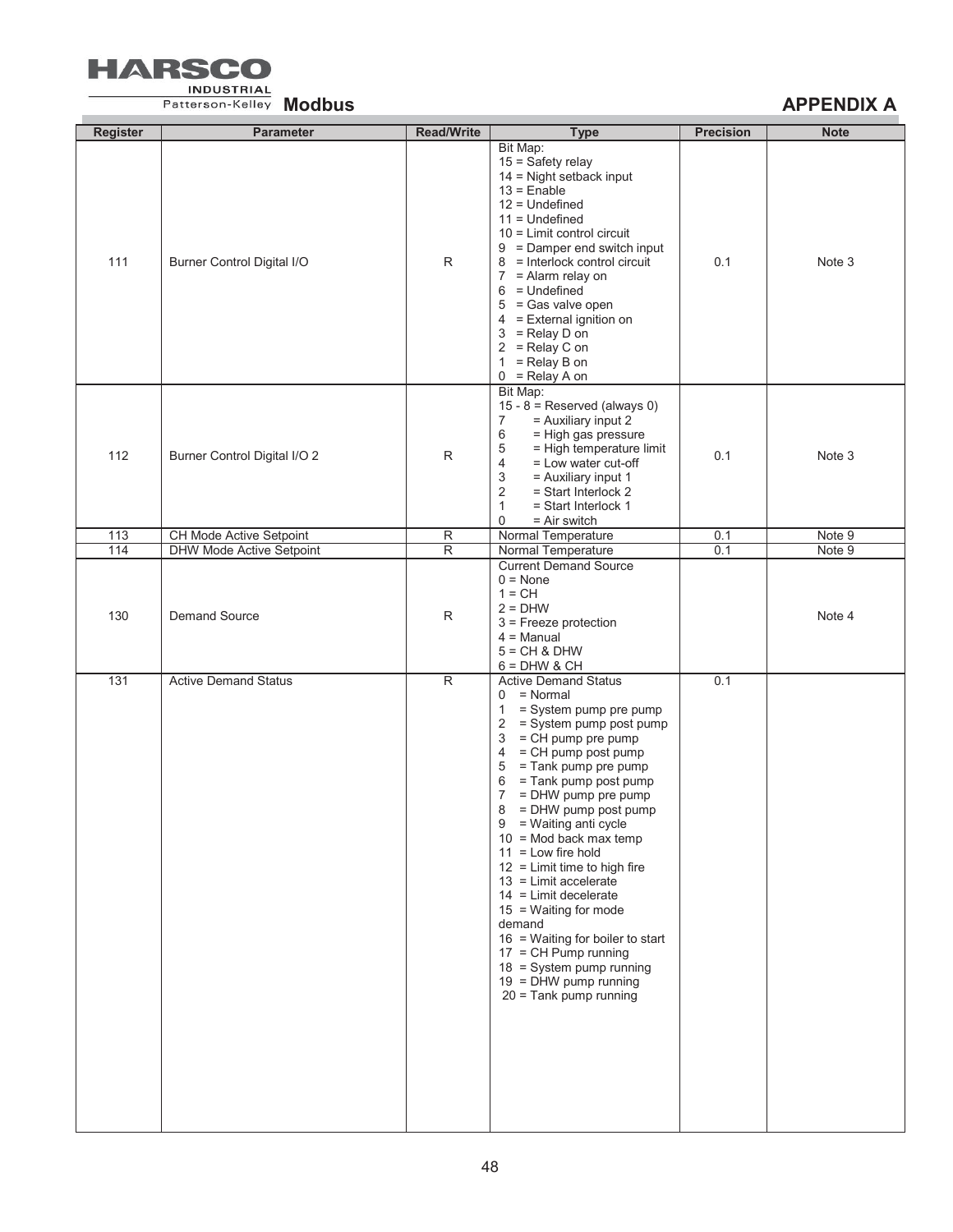# Modbus

## APPENDIX A

| Register | Parameter | Read/Write | Type | Precision | Note |
|---|---|---|---|---|---|
| 111 | Burner Control Digital I/O | R | Bit Map:<br>15 = Safety relay<br>14 = Night setback input<br>13 = Enable<br>12 = Undefined<br>11 = Undefined<br>10 = Limit control circuit<br>9 = Damper end switch input<br>8 = Interlock control circuit<br>7 = Alarm relay on<br>6 = Undefined<br>5 = Gas valve open<br>4 = External ignition on<br>3 = Relay D on<br>2 = Relay C on<br>1 = Relay B on<br>0 = Relay A on | 0.1 | Note 3 |
| 112 | Burner Control Digital I/O 2 | R | Bit Map:<br>15 - 8 = Reserved (always 0)<br>7 = Auxiliary input 2<br>6 = High gas pressure<br>5 = High temperature limit<br>4 = Low water cut-off<br>3 = Auxiliary input 1<br>2 = Start Interlock 2<br>1 = Start Interlock 1<br>0 = Air switch | 0.1 | Note 3 |
| 113 | CH Mode Active Setpoint | R | Normal Temperature | 0.1 | Note 9 |
| 114 | DHW Mode Active Setpoint | R | Normal Temperature | 0.1 | Note 9 |
| 130 | Demand Source | R | Current Demand Source<br>0 = None<br>1 = CH<br>2 = DHW<br>3 = Freeze protection<br>4 = Manual<br>5 = CH & DHW<br>6 = DHW & CH | | Note 4 |
| 131 | Active Demand Status | R | Active Demand Status<br>0 = Normal<br>1 = System pump pre pump<br>2 = System pump post pump<br>3 = CH pump pre pump<br>4 = CH pump post pump<br>5 = Tank pump pre pump<br>6 = Tank pump post pump<br>7 = DHW pump pre pump<br>8 = DHW pump post pump<br>9 = Waiting anti cycle<br>10 = Mod back max temp<br>11 = Low fire hold<br>12 = Limit time to high fire<br>13 = Limit accelerate<br>14 = Limit decelerate<br>15 = Waiting for mode demand<br>16 = Waiting for boiler to start<br>17 = CH Pump running<br>18 = System pump running<br>19 = DHW pump running<br>20 = Tank pump running | 0.1 | |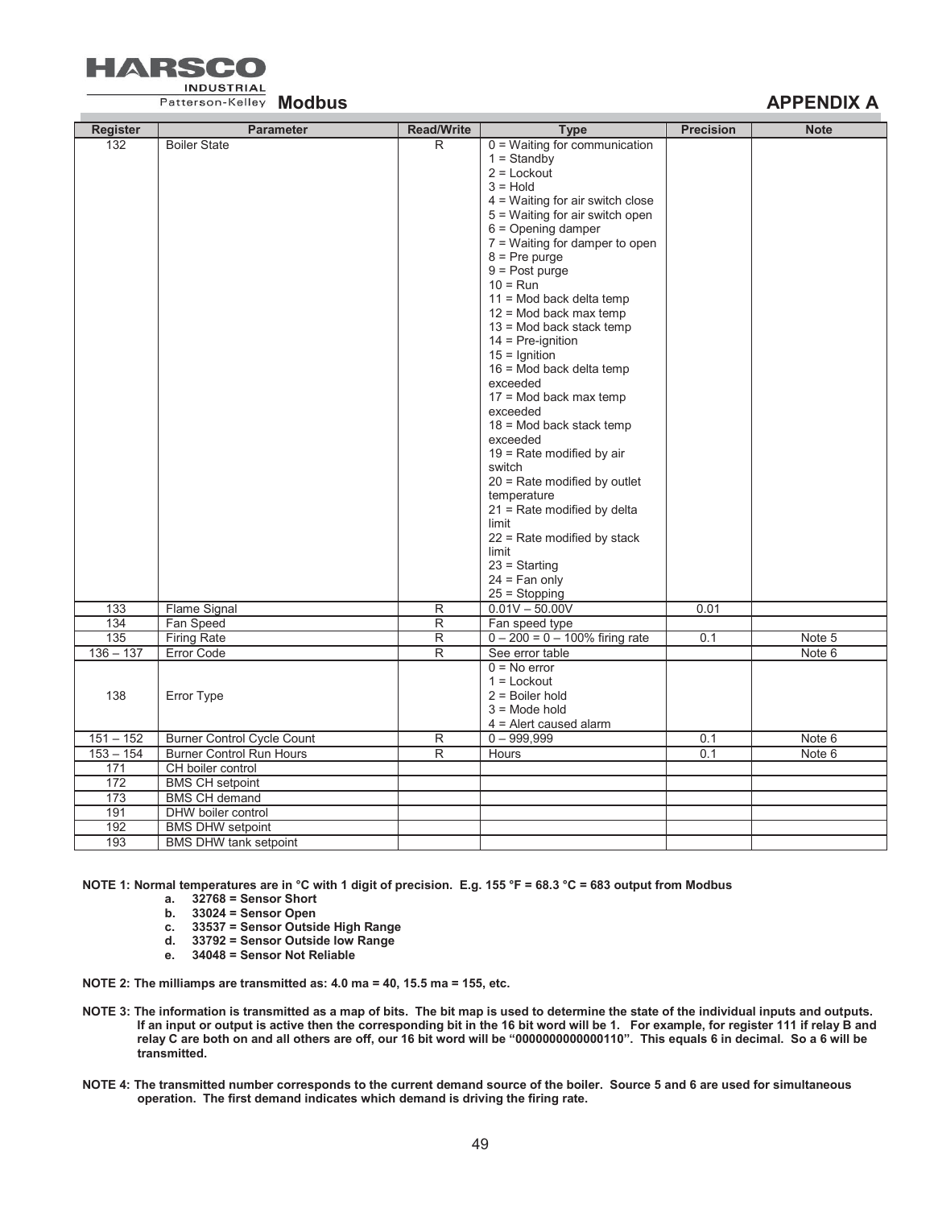## Modbus APPENDIX A

| Register | Parameter | Read/Write | Type | Precision | Note |
|---|---|---|---|---|---|
| 132 | Boiler State | R | 0 = Waiting for communication<br>1 = Standby<br>2 = Lockout<br>3 = Hold<br>4 = Waiting for air switch close<br>5 = Waiting for air switch open<br>6 = Opening damper<br>7 = Waiting for damper to open<br>8 = Pre purge<br>9 = Post purge<br>10 = Run<br>11 = Mod back delta temp<br>12 = Mod back max temp<br>13 = Mod back stack temp<br>14 = Pre-ignition<br>15 = Ignition<br>16 = Mod back delta temp exceeded<br>17 = Mod back max temp exceeded<br>18 = Mod back stack temp exceeded<br>19 = Rate modified by air switch<br>20 = Rate modified by outlet temperature<br>21 = Rate modified by delta limit<br>22 = Rate modified by stack limit<br>23 = Starting<br>24 = Fan only<br>25 = Stopping | | |
| 133 | Flame Signal | R | 0.01V – 50.00V | 0.01 | |
| 134 | Fan Speed | R | Fan speed type | | |
| 135 | Firing Rate | R | 0 – 200 = 0 – 100% firing rate | 0.1 | Note 5 |
| 136 – 137 | Error Code | R | See error table | | Note 6 |
| 138 | Error Type | | 0 = No error<br>1 = Lockout<br>2 = Boiler hold<br>3 = Mode hold<br>4 = Alert caused alarm | | |
| 151 – 152 | Burner Control Cycle Count | R | 0 – 999,999 | 0.1 | Note 6 |
| 153 – 154 | Burner Control Run Hours | R | Hours | 0.1 | Note 6 |
| 171 | CH boiler control | | | | |
| 172 | BMS CH setpoint | | | | |
| 173 | BMS CH demand | | | | |
| 191 | DHW boiler control | | | | |
| 192 | BMS DHW setpoint | | | | |
| 193 | BMS DHW tank setpoint | | | | |

**NOTE 1: Normal temperatures are in °C with 1 digit of precision. E.g. 155 °F = 68.3 °C = 683 output from Modbus**

- **a. 32768 = Sensor Short**
- **b. 33024 = Sensor Open**
- **c. 33537 = Sensor Outside High Range**
- **d. 33792 = Sensor Outside low Range**
- **e. 34048 = Sensor Not Reliable**

**NOTE 2: The milliamps are transmitted as: 4.0 ma = 40, 15.5 ma = 155, etc.**

**NOTE 3: The information is transmitted as a map of bits. The bit map is used to determine the state of the individual inputs and outputs. If an input or output is active then the corresponding bit in the 16 bit word will be 1. For example, for register 111 if relay B and relay C are both on and all others are off, our 16 bit word will be "0000000000000110". This equals 6 in decimal. So a 6 will be transmitted.**

**NOTE 4: The transmitted number corresponds to the current demand source of the boiler. Source 5 and 6 are used for simultaneous operation. The first demand indicates which demand is driving the firing rate.**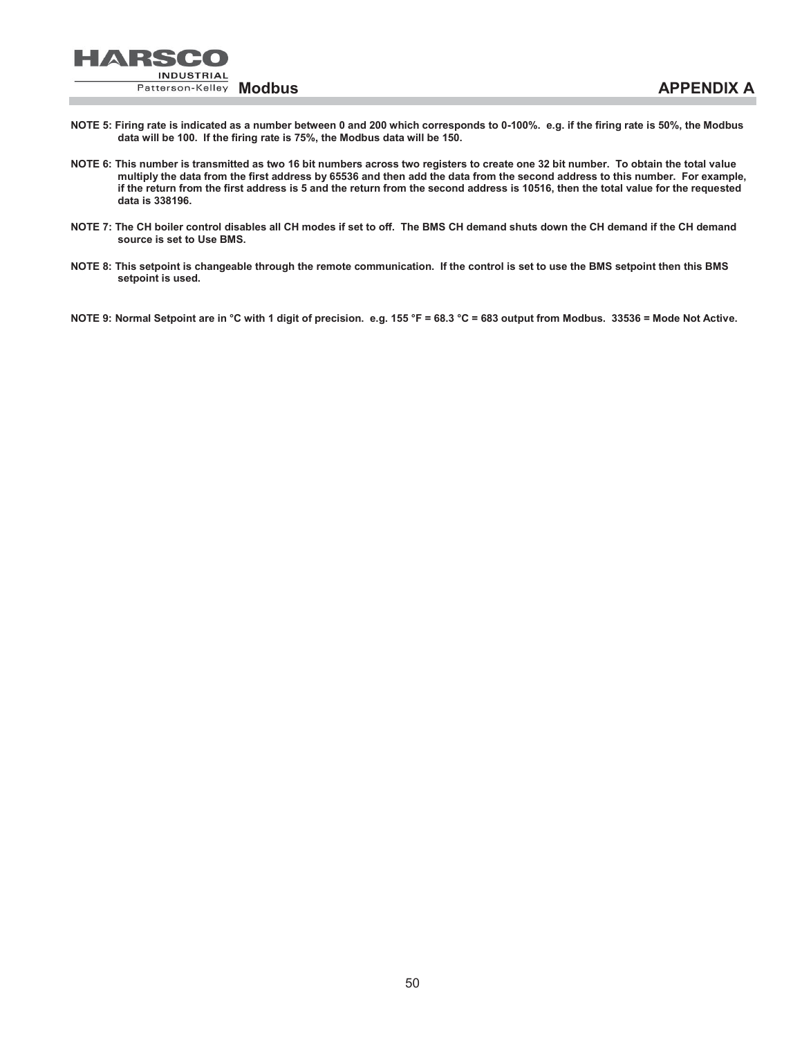**NOTE 5: Firing rate is indicated as a number between 0 and 200 which corresponds to 0-100%. e.g. if the firing rate is 50%, the Modbus data will be 100. If the firing rate is 75%, the Modbus data will be 150.**

**NOTE 6: This number is transmitted as two 16 bit numbers across two registers to create one 32 bit number. To obtain the total value multiply the data from the first address by 65536 and then add the data from the second address to this number. For example, if the return from the first address is 5 and the return from the second address is 10516, then the total value for the requested data is 338196.**

**NOTE 7: The CH boiler control disables all CH modes if set to off. The BMS CH demand shuts down the CH demand if the CH demand source is set to Use BMS.**

**NOTE 8: This setpoint is changeable through the remote communication. If the control is set to use the BMS setpoint then this BMS setpoint is used.**

**NOTE 9: Normal Setpoint are in °C with 1 digit of precision. e.g. 155 °F = 68.3 °C = 683 output from Modbus. 33536 = Mode Not Active.**